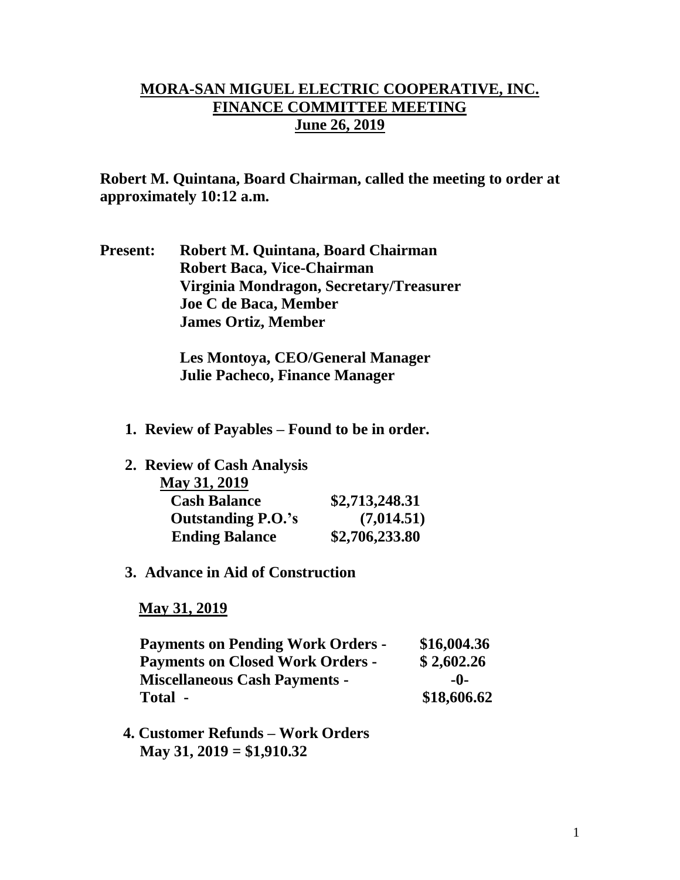# MORA-SAN MIGUEL ELECTRIC COOPERATIVE, INC.
## FINANCE COMMITTEE MEETING
## June 26, 2019

**Robert M. Quintana, Board Chairman, called the meeting to order at approximately 10:12 a.m.**

**Present:** **Robert M. Quintana, Board Chairman**
**Robert Baca, Vice-Chairman**
**Virginia Mondragon, Secretary/Treasurer**
**Joe C de Baca, Member**
**James Ortiz, Member**

**Les Montoya, CEO/General Manager**
**Julie Pacheco, Finance Manager**

1. **Review of Payables – Found to be in order.**

2. **Review of Cash Analysis**

   **May 31, 2019**

   | | |
   |---|---|
   | **Cash Balance** | **\$2,713,248.31** |
   | **Outstanding P.O.'s** | **(7,014.51)** |
   | **Ending Balance** | **\$2,706,233.80** |

3. **Advance in Aid of Construction**

   **May 31, 2019**

   | | |
   |---|---|
   | **Payments on Pending Work Orders -** | **\$16,004.36** |
   | **Payments on Closed Work Orders -** | **\$ 2,602.26** |
   | **Miscellaneous Cash Payments -** | **-0-** |
   | **Total -** | **\$18,606.62** |

4. **Customer Refunds – Work Orders**
   **May 31, 2019 = \$1,910.32**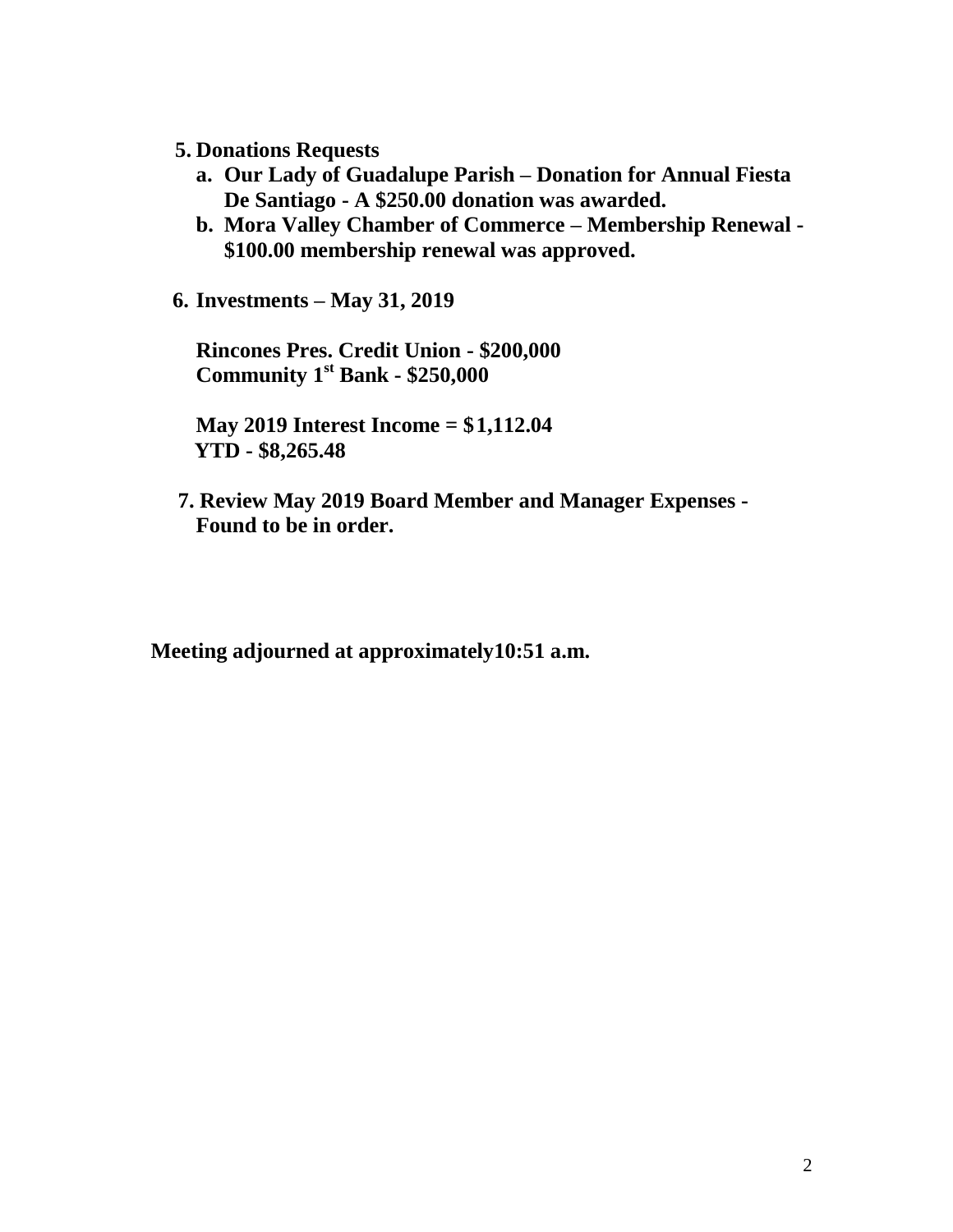5. **Donations Requests**
   a. **Our Lady of Guadalupe Parish – Donation for Annual Fiesta De Santiago - A $250.00 donation was awarded.**
   b. **Mora Valley Chamber of Commerce – Membership Renewal - $100.00 membership renewal was approved.**

6. **Investments – May 31, 2019**

   **Rincones Pres. Credit Union - $200,000**
   **Community 1st Bank - $250,000**

   **May 2019 Interest Income = $1,112.04**
   **YTD - $8,265.48**

7. **Review May 2019 Board Member and Manager Expenses - Found to be in order.**

**Meeting adjourned at approximately10:51 a.m.**